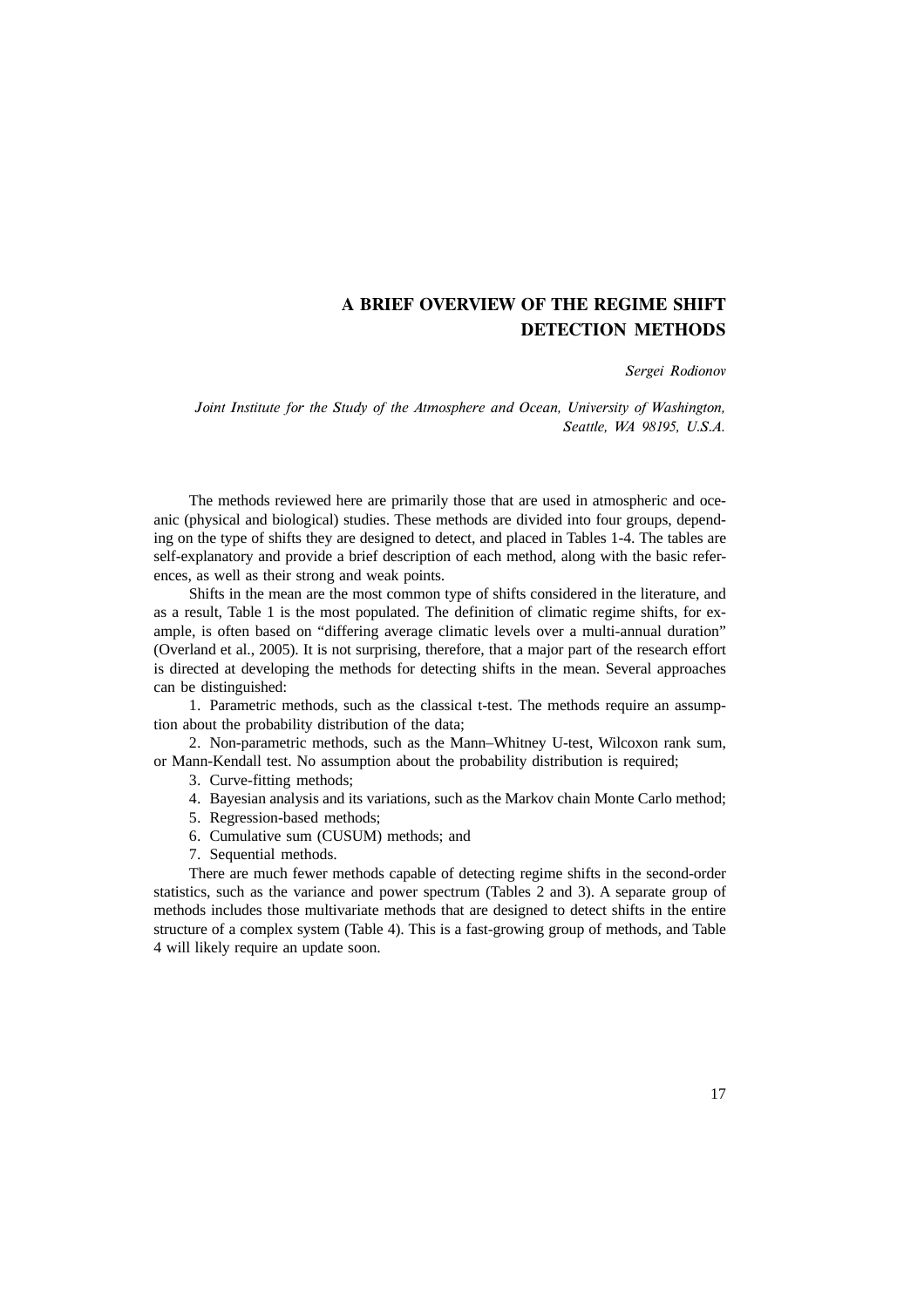# A BRIEF OVERVIEW OF THE REGIME SHIFT DETECTION METHODS

*Sergei Rodionov*

*Joint Institute for the Study of the Atmosphere and Ocean, University of Washington, Seattle, WA 98195, U.S.A.*

The methods reviewed here are primarily those that are used in atmospheric and oceanic (physical and biological) studies. These methods are divided into four groups, depending on the type of shifts they are designed to detect, and placed in Tables 1-4. The tables are self-explanatory and provide a brief description of each method, along with the basic references, as well as their strong and weak points.

Shifts in the mean are the most common type of shifts considered in the literature, and as a result, Table 1 is the most populated. The definition of climatic regime shifts, for example, is often based on "differing average climatic levels over a multi-annual duration" (Overland et al., 2005). It is not surprising, therefore, that a major part of the research effort is directed at developing the methods for detecting shifts in the mean. Several approaches can be distinguished:

1. Parametric methods, such as the classical t-test. The methods require an assumption about the probability distribution of the data;
2. Non-parametric methods, such as the Mann–Whitney U-test, Wilcoxon rank sum, or Mann-Kendall test. No assumption about the probability distribution is required;
3. Curve-fitting methods;
4. Bayesian analysis and its variations, such as the Markov chain Monte Carlo method;
5. Regression-based methods;
6. Cumulative sum (CUSUM) methods; and
7. Sequential methods.

There are much fewer methods capable of detecting regime shifts in the second-order statistics, such as the variance and power spectrum (Tables 2 and 3). A separate group of methods includes those multivariate methods that are designed to detect shifts in the entire structure of a complex system (Table 4). This is a fast-growing group of methods, and Table 4 will likely require an update soon.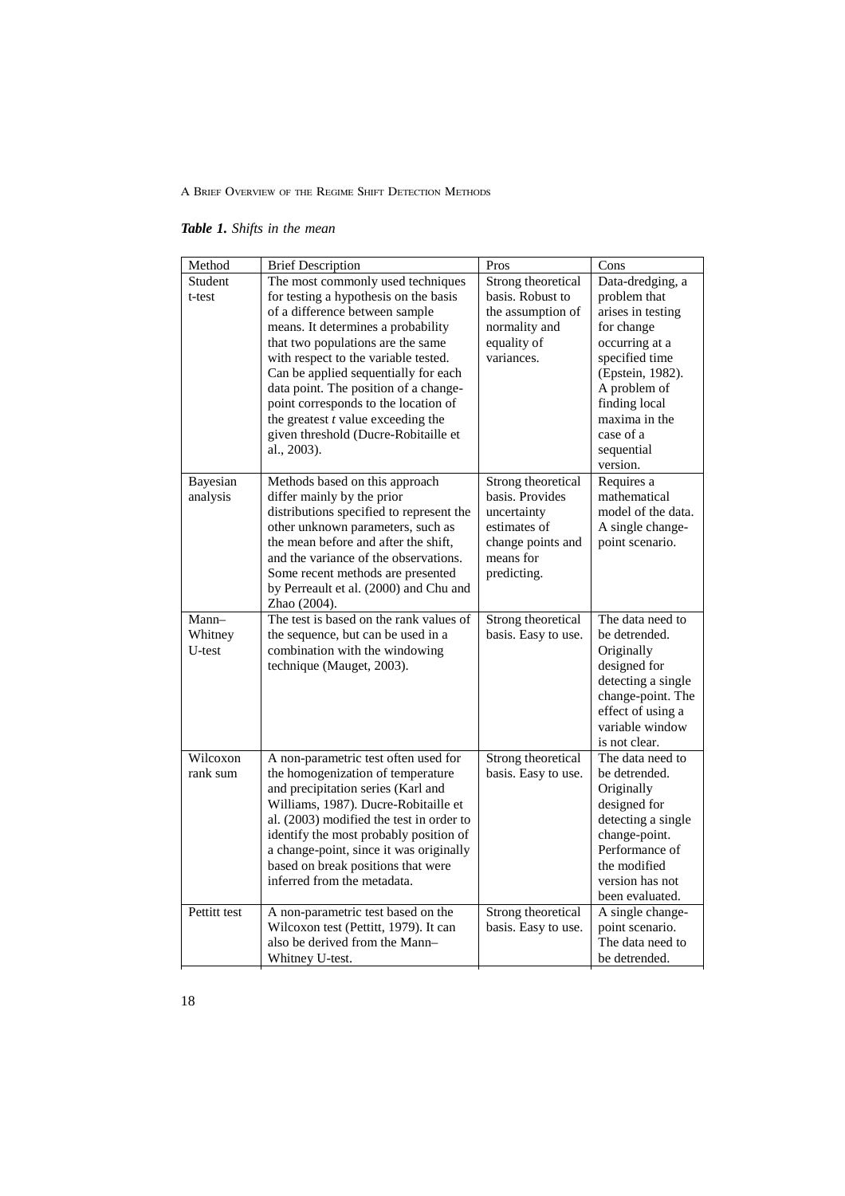***Table 1.*** *Shifts in the mean*

| Method | Brief Description | Pros | Cons |
|---|---|---|---|
| Student t-test | The most commonly used techniques for testing a hypothesis on the basis of a difference between sample means. It determines a probability that two populations are the same with respect to the variable tested. Can be applied sequentially for each data point. The position of a change-point corresponds to the location of the greatest *t* value exceeding the given threshold (Ducre-Robitaille et al., 2003). | Strong theoretical basis. Robust to the assumption of normality and equality of variances. | Data-dredging, a problem that arises in testing for change occurring at a specified time (Epstein, 1982). A problem of finding local maxima in the case of a sequential version. |
| Bayesian analysis | Methods based on this approach differ mainly by the prior distributions specified to represent the other unknown parameters, such as the mean before and after the shift, and the variance of the observations. Some recent methods are presented by Perreault et al. (2000) and Chu and Zhao (2004). | Strong theoretical basis. Provides uncertainty estimates of change points and means for predicting. | Requires a mathematical model of the data. A single change-point scenario. |
| Mann–Whitney U-test | The test is based on the rank values of the sequence, but can be used in a combination with the windowing technique (Mauget, 2003). | Strong theoretical basis. Easy to use. | The data need to be detrended. Originally designed for detecting a single change-point. The effect of using a variable window is not clear. |
| Wilcoxon rank sum | A non-parametric test often used for the homogenization of temperature and precipitation series (Karl and Williams, 1987). Ducre-Robitaille et al. (2003) modified the test in order to identify the most probably position of a change-point, since it was originally based on break positions that were inferred from the metadata. | Strong theoretical basis. Easy to use. | The data need to be detrended. Originally designed for detecting a single change-point. Performance of the modified version has not been evaluated. |
| Pettitt test | A non-parametric test based on the Wilcoxon test (Pettitt, 1979). It can also be derived from the Mann–Whitney U-test. | Strong theoretical basis. Easy to use. | A single change-point scenario. The data need to be detrended. |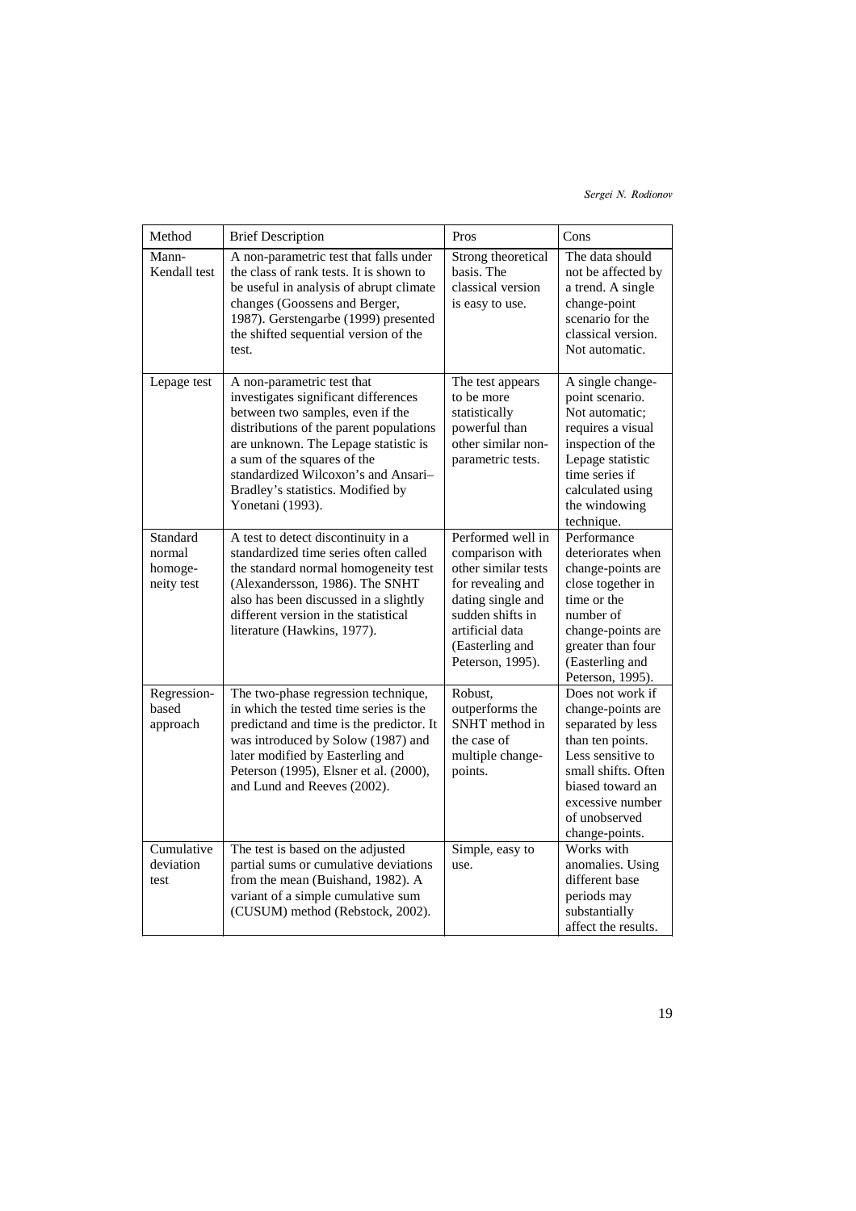| Method | Brief Description | Pros | Cons |
|---|---|---|---|
| Mann-Kendall test | A non-parametric test that falls under the class of rank tests. It is shown to be useful in analysis of abrupt climate changes (Goossens and Berger, 1987). Gerstengarbe (1999) presented the shifted sequential version of the test. | Strong theoretical basis. The classical version is easy to use. | The data should not be affected by a trend. A single change-point scenario for the classical version. Not automatic. |
| Lepage test | A non-parametric test that investigates significant differences between two samples, even if the distributions of the parent populations are unknown. The Lepage statistic is a sum of the squares of the standardized Wilcoxon's and Ansari–Bradley's statistics. Modified by Yonetani (1993). | The test appears to be more statistically powerful than other similar non-parametric tests. | A single change-point scenario. Not automatic; requires a visual inspection of the Lepage statistic time series if calculated using the windowing technique. |
| Standard normal homogeneity test | A test to detect discontinuity in a standardized time series often called the standard normal homogeneity test (Alexandersson, 1986). The SNHT also has been discussed in a slightly different version in the statistical literature (Hawkins, 1977). | Performed well in comparison with other similar tests for revealing and dating single and sudden shifts in artificial data (Easterling and Peterson, 1995). | Performance deteriorates when change-points are close together in time or the number of change-points are greater than four (Easterling and Peterson, 1995). |
| Regression-based approach | The two-phase regression technique, in which the tested time series is the predictand and time is the predictor. It was introduced by Solow (1987) and later modified by Easterling and Peterson (1995), Elsner et al. (2000), and Lund and Reeves (2002). | Robust, outperforms the SNHT method in the case of multiple change-points. | Does not work if change-points are separated by less than ten points. Less sensitive to small shifts. Often biased toward an excessive number of unobserved change-points. |
| Cumulative deviation test | The test is based on the adjusted partial sums or cumulative deviations from the mean (Buishand, 1982). A variant of a simple cumulative sum (CUSUM) method (Rebstock, 2002). | Simple, easy to use. | Works with anomalies. Using different base periods may substantially affect the results. |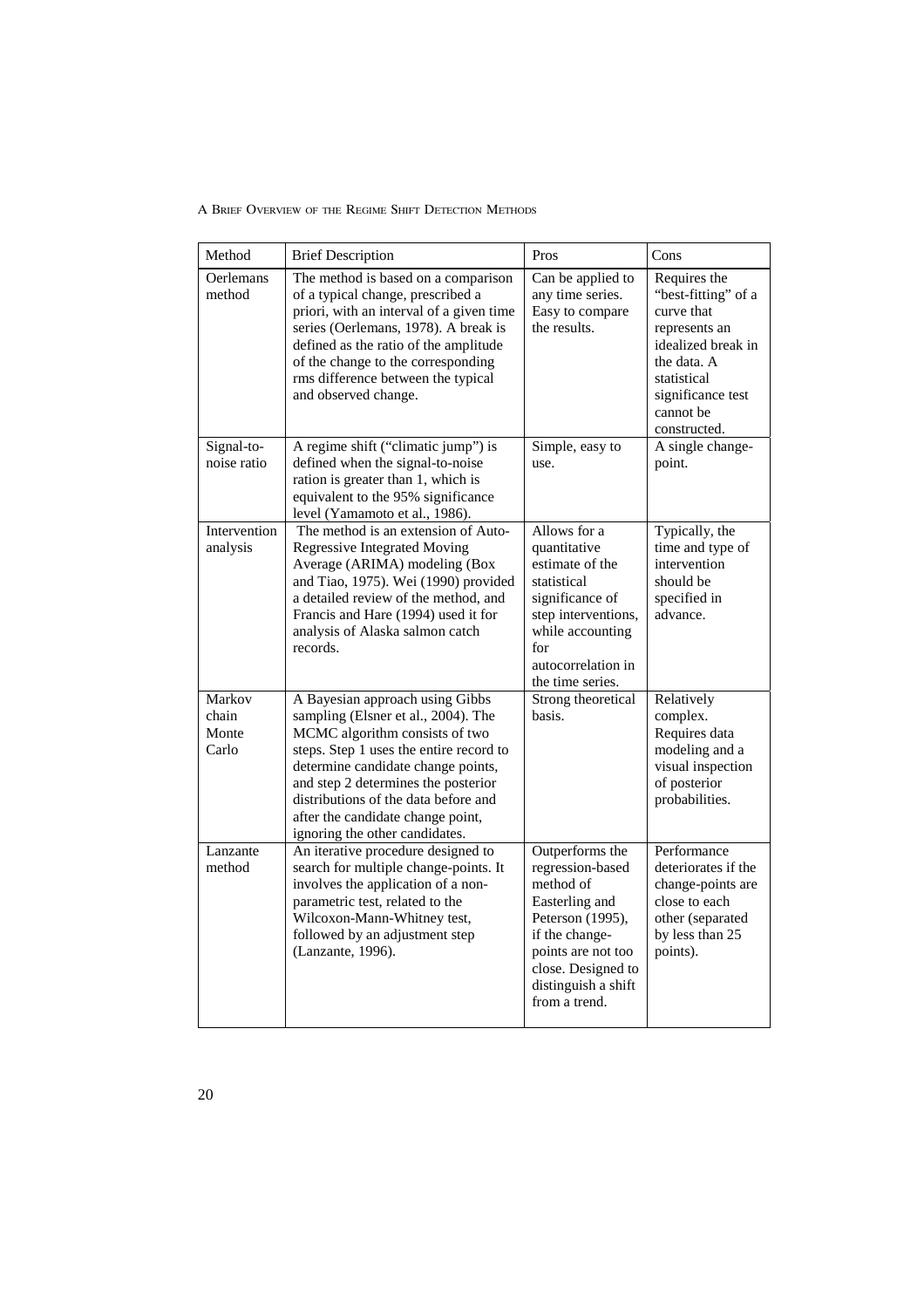| Method | Brief Description | Pros | Cons |
|---|---|---|---|
| Oerlemans method | The method is based on a comparison of a typical change, prescribed a priori, with an interval of a given time series (Oerlemans, 1978). A break is defined as the ratio of the amplitude of the change to the corresponding rms difference between the typical and observed change. | Can be applied to any time series. Easy to compare the results. | Requires the "best-fitting" of a curve that represents an idealized break in the data. A statistical significance test cannot be constructed. |
| Signal-to-noise ratio | A regime shift ("climatic jump") is defined when the signal-to-noise ration is greater than 1, which is equivalent to the 95% significance level (Yamamoto et al., 1986). | Simple, easy to use. | A single change-point. |
| Intervention analysis | The method is an extension of Auto-Regressive Integrated Moving Average (ARIMA) modeling (Box and Tiao, 1975). Wei (1990) provided a detailed review of the method, and Francis and Hare (1994) used it for analysis of Alaska salmon catch records. | Allows for a quantitative estimate of the statistical significance of step interventions, while accounting for autocorrelation in the time series. | Typically, the time and type of intervention should be specified in advance. |
| Markov chain Monte Carlo | A Bayesian approach using Gibbs sampling (Elsner et al., 2004). The MCMC algorithm consists of two steps. Step 1 uses the entire record to determine candidate change points, and step 2 determines the posterior distributions of the data before and after the candidate change point, ignoring the other candidates. | Strong theoretical basis. | Relatively complex. Requires data modeling and a visual inspection of posterior probabilities. |
| Lanzante method | An iterative procedure designed to search for multiple change-points. It involves the application of a non-parametric test, related to the Wilcoxon-Mann-Whitney test, followed by an adjustment step (Lanzante, 1996). | Outperforms the regression-based method of Easterling and Peterson (1995), if the change-points are not too close. Designed to distinguish a shift from a trend. | Performance deteriorates if the change-points are close to each other (separated by less than 25 points). |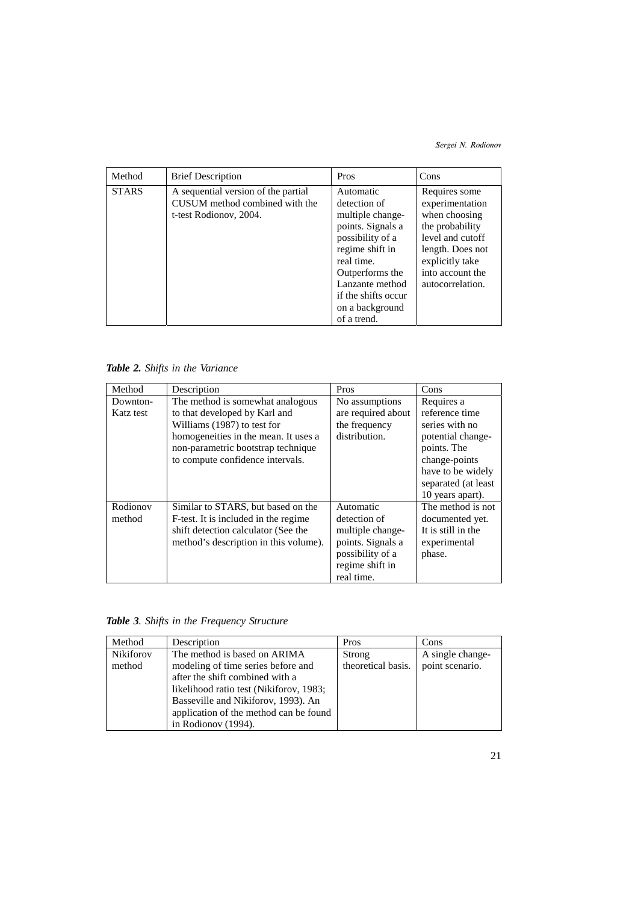| Method | Brief Description | Pros | Cons |
|---|---|---|---|
| STARS | A sequential version of the partial CUSUM method combined with the t-test Rodionov, 2004. | Automatic detection of multiple change-points. Signals a possibility of a regime shift in real time. Outperforms the Lanzante method if the shifts occur on a background of a trend. | Requires some experimentation when choosing the probability level and cutoff length. Does not explicitly take into account the autocorrelation. |

***Table 2.*** *Shifts in the Variance*

| Method | Description | Pros | Cons |
|---|---|---|---|
| Downton-Katz test | The method is somewhat analogous to that developed by Karl and Williams (1987) to test for homogeneities in the mean. It uses a non-parametric bootstrap technique to compute confidence intervals. | No assumptions are required about the frequency distribution. | Requires a reference time series with no potential change-points. The change-points have to be widely separated (at least 10 years apart). |
| Rodionov method | Similar to STARS, but based on the F-test. It is included in the regime shift detection calculator (See the method's description in this volume). | Automatic detection of multiple change-points. Signals a possibility of a regime shift in real time. | The method is not documented yet. It is still in the experimental phase. |

***Table 3****. Shifts in the Frequency Structure*

| Method | Description | Pros | Cons |
|---|---|---|---|
| Nikiforov method | The method is based on ARIMA modeling of time series before and after the shift combined with a likelihood ratio test (Nikiforov, 1983; Basseville and Nikiforov, 1993). An application of the method can be found in Rodionov (1994). | Strong theoretical basis. | A single change-point scenario. |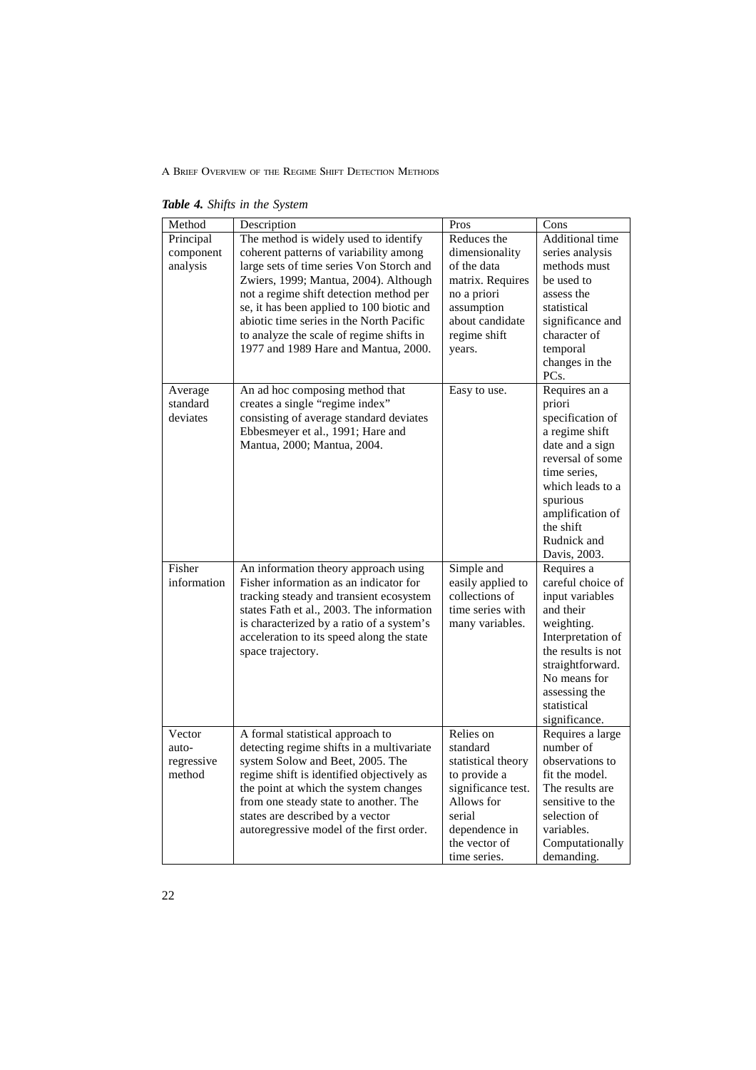*__Table 4.__ Shifts in the System*

| Method | Description | Pros | Cons |
|---|---|---|---|
| Principal component analysis | The method is widely used to identify coherent patterns of variability among large sets of time series Von Storch and Zwiers, 1999; Mantua, 2004). Although not a regime shift detection method per se, it has been applied to 100 biotic and abiotic time series in the North Pacific to analyze the scale of regime shifts in 1977 and 1989 Hare and Mantua, 2000. | Reduces the dimensionality of the data matrix. Requires no a priori assumption about candidate regime shift years. | Additional time series analysis methods must be used to assess the statistical significance and character of temporal changes in the PCs. |
| Average standard deviates | An ad hoc composing method that creates a single "regime index" consisting of average standard deviates Ebbesmeyer et al., 1991; Hare and Mantua, 2000; Mantua, 2004. | Easy to use. | Requires an a priori specification of a regime shift date and a sign reversal of some time series, which leads to a spurious amplification of the shift Rudnick and Davis, 2003. |
| Fisher information | An information theory approach using Fisher information as an indicator for tracking steady and transient ecosystem states Fath et al., 2003. The information is characterized by a ratio of a system's acceleration to its speed along the state space trajectory. | Simple and easily applied to collections of time series with many variables. | Requires a careful choice of input variables and their weighting. Interpretation of the results is not straightforward. No means for assessing the statistical significance. |
| Vector auto-regressive method | A formal statistical approach to detecting regime shifts in a multivariate system Solow and Beet, 2005. The regime shift is identified objectively as the point at which the system changes from one steady state to another. The states are described by a vector autoregressive model of the first order. | Relies on standard statistical theory to provide a significance test. Allows for serial dependence in the vector of time series. | Requires a large number of observations to fit the model. The results are sensitive to the selection of variables. Computationally demanding. |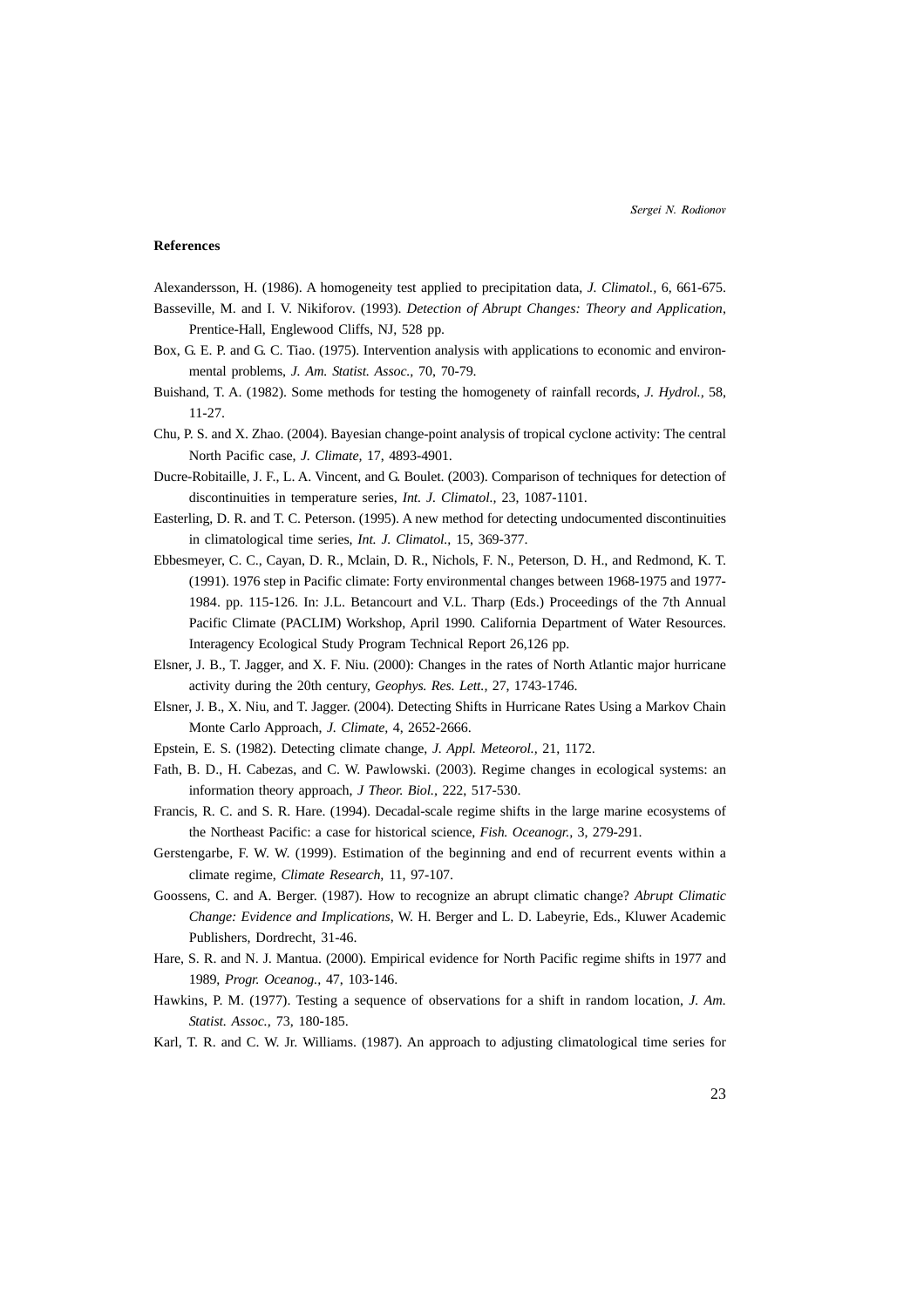**References**

Alexandersson, H. (1986). A homogeneity test applied to precipitation data, *J. Climatol.*, 6, 661-675.

Basseville, M. and I. V. Nikiforov. (1993). *Detection of Abrupt Changes: Theory and Application*, Prentice-Hall, Englewood Cliffs, NJ, 528 pp.

Box, G. E. P. and G. C. Tiao. (1975). Intervention analysis with applications to economic and environmental problems, *J. Am. Statist. Assoc.*, 70, 70-79.

Buishand, T. A. (1982). Some methods for testing the homogenety of rainfall records, *J. Hydrol.*, 58, 11-27.

Chu, P. S. and X. Zhao. (2004). Bayesian change-point analysis of tropical cyclone activity: The central North Pacific case, *J. Climate*, 17, 4893-4901.

Ducre-Robitaille, J. F., L. A. Vincent, and G. Boulet. (2003). Comparison of techniques for detection of discontinuities in temperature series, *Int. J. Climatol.*, 23, 1087-1101.

Easterling, D. R. and T. C. Peterson. (1995). A new method for detecting undocumented discontinuities in climatological time series, *Int. J. Climatol.*, 15, 369-377.

Ebbesmeyer, C. C., Cayan, D. R., Mclain, D. R., Nichols, F. N., Peterson, D. H., and Redmond, K. T. (1991). 1976 step in Pacific climate: Forty environmental changes between 1968-1975 and 1977-1984. pp. 115-126. In: J.L. Betancourt and V.L. Tharp (Eds.) Proceedings of the 7th Annual Pacific Climate (PACLIM) Workshop, April 1990. California Department of Water Resources. Interagency Ecological Study Program Technical Report 26,126 pp.

Elsner, J. B., T. Jagger, and X. F. Niu. (2000): Changes in the rates of North Atlantic major hurricane activity during the 20th century, *Geophys. Res. Lett.*, 27, 1743-1746.

Elsner, J. B., X. Niu, and T. Jagger. (2004). Detecting Shifts in Hurricane Rates Using a Markov Chain Monte Carlo Approach, *J. Climate*, 4, 2652-2666.

Epstein, E. S. (1982). Detecting climate change, *J. Appl. Meteorol.*, 21, 1172.

Fath, B. D., H. Cabezas, and C. W. Pawlowski. (2003). Regime changes in ecological systems: an information theory approach, *J Theor. Biol.*, 222, 517-530.

Francis, R. C. and S. R. Hare. (1994). Decadal-scale regime shifts in the large marine ecosystems of the Northeast Pacific: a case for historical science, *Fish. Oceanogr.*, 3, 279-291.

Gerstengarbe, F. W. W. (1999). Estimation of the beginning and end of recurrent events within a climate regime, *Climate Research*, 11, 97-107.

Goossens, C. and A. Berger. (1987). How to recognize an abrupt climatic change? *Abrupt Climatic Change: Evidence and Implications*, W. H. Berger and L. D. Labeyrie, Eds., Kluwer Academic Publishers, Dordrecht, 31-46.

Hare, S. R. and N. J. Mantua. (2000). Empirical evidence for North Pacific regime shifts in 1977 and 1989, *Progr. Oceanog.*, 47, 103-146.

Hawkins, P. M. (1977). Testing a sequence of observations for a shift in random location, *J. Am. Statist. Assoc.*, 73, 180-185.

Karl, T. R. and C. W. Jr. Williams. (1987). An approach to adjusting climatological time series for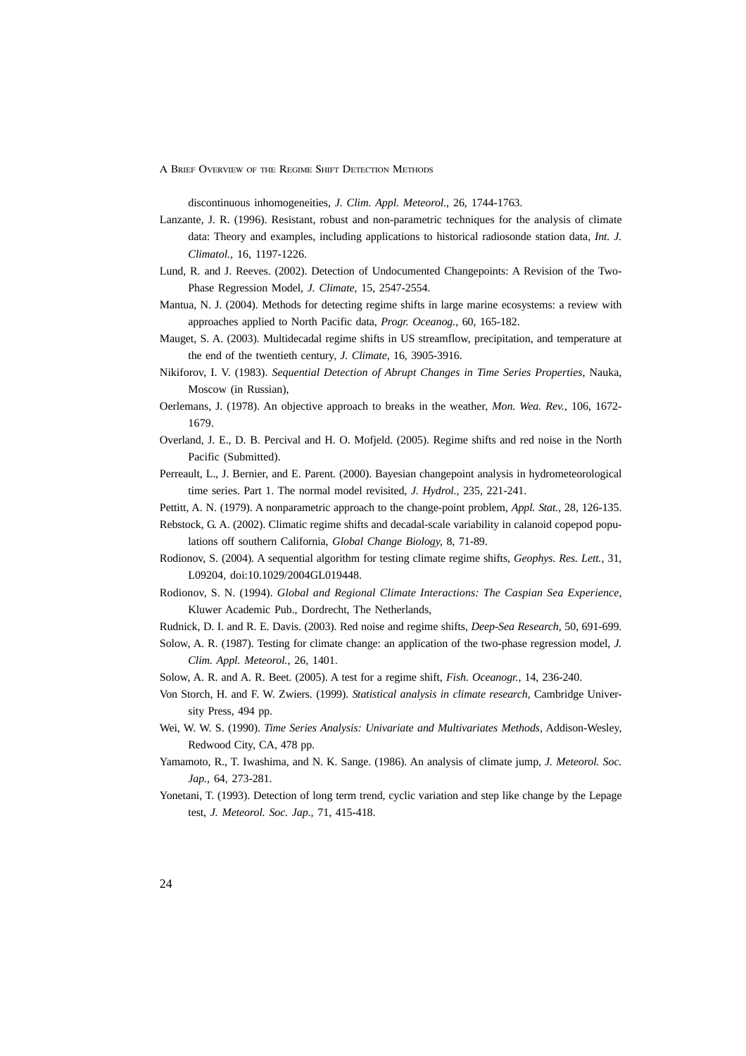discontinuous inhomogeneities, *J. Clim. Appl. Meteorol.,* 26, 1744-1763.

Lanzante, J. R. (1996). Resistant, robust and non-parametric techniques for the analysis of climate data: Theory and examples, including applications to historical radiosonde station data, *Int. J. Climatol.,* 16, 1197-1226.

Lund, R. and J. Reeves. (2002). Detection of Undocumented Changepoints: A Revision of the Two-Phase Regression Model, *J. Climate,* 15, 2547-2554.

Mantua, N. J. (2004). Methods for detecting regime shifts in large marine ecosystems: a review with approaches applied to North Pacific data, *Progr. Oceanog.,* 60, 165-182.

Mauget, S. A. (2003). Multidecadal regime shifts in US streamflow, precipitation, and temperature at the end of the twentieth century, *J. Climate,* 16, 3905-3916.

Nikiforov, I. V. (1983). *Sequential Detection of Abrupt Changes in Time Series Properties,* Nauka, Moscow (in Russian),

Oerlemans, J. (1978). An objective approach to breaks in the weather, *Mon. Wea. Rev.,* 106, 1672-1679.

Overland, J. E., D. B. Percival and H. O. Mofjeld. (2005). Regime shifts and red noise in the North Pacific (Submitted).

Perreault, L., J. Bernier, and E. Parent. (2000). Bayesian changepoint analysis in hydrometeorological time series. Part 1. The normal model revisited, *J. Hydrol.,* 235, 221-241.

Pettitt, A. N. (1979). A nonparametric approach to the change-point problem, *Appl. Stat.,* 28, 126-135.

Rebstock, G. A. (2002). Climatic regime shifts and decadal-scale variability in calanoid copepod populations off southern California, *Global Change Biology,* 8, 71-89.

Rodionov, S. (2004). A sequential algorithm for testing climate regime shifts, *Geophys. Res. Lett.,* 31, L09204, doi:10.1029/2004GL019448.

Rodionov, S. N. (1994). *Global and Regional Climate Interactions: The Caspian Sea Experience,* Kluwer Academic Pub., Dordrecht, The Netherlands,

Rudnick, D. I. and R. E. Davis. (2003). Red noise and regime shifts, *Deep-Sea Research,* 50, 691-699.

Solow, A. R. (1987). Testing for climate change: an application of the two-phase regression model, *J. Clim. Appl. Meteorol.,* 26, 1401.

Solow, A. R. and A. R. Beet. (2005). A test for a regime shift, *Fish. Oceanogr.,* 14, 236-240.

Von Storch, H. and F. W. Zwiers. (1999). *Statistical analysis in climate research,* Cambridge University Press, 494 pp.

Wei, W. W. S. (1990). *Time Series Analysis: Univariate and Multivariates Methods,* Addison-Wesley, Redwood City, CA, 478 pp.

Yamamoto, R., T. Iwashima, and N. K. Sange. (1986). An analysis of climate jump, *J. Meteorol. Soc. Jap.,* 64, 273-281.

Yonetani, T. (1993). Detection of long term trend, cyclic variation and step like change by the Lepage test, *J. Meteorol. Soc. Jap.,* 71, 415-418.